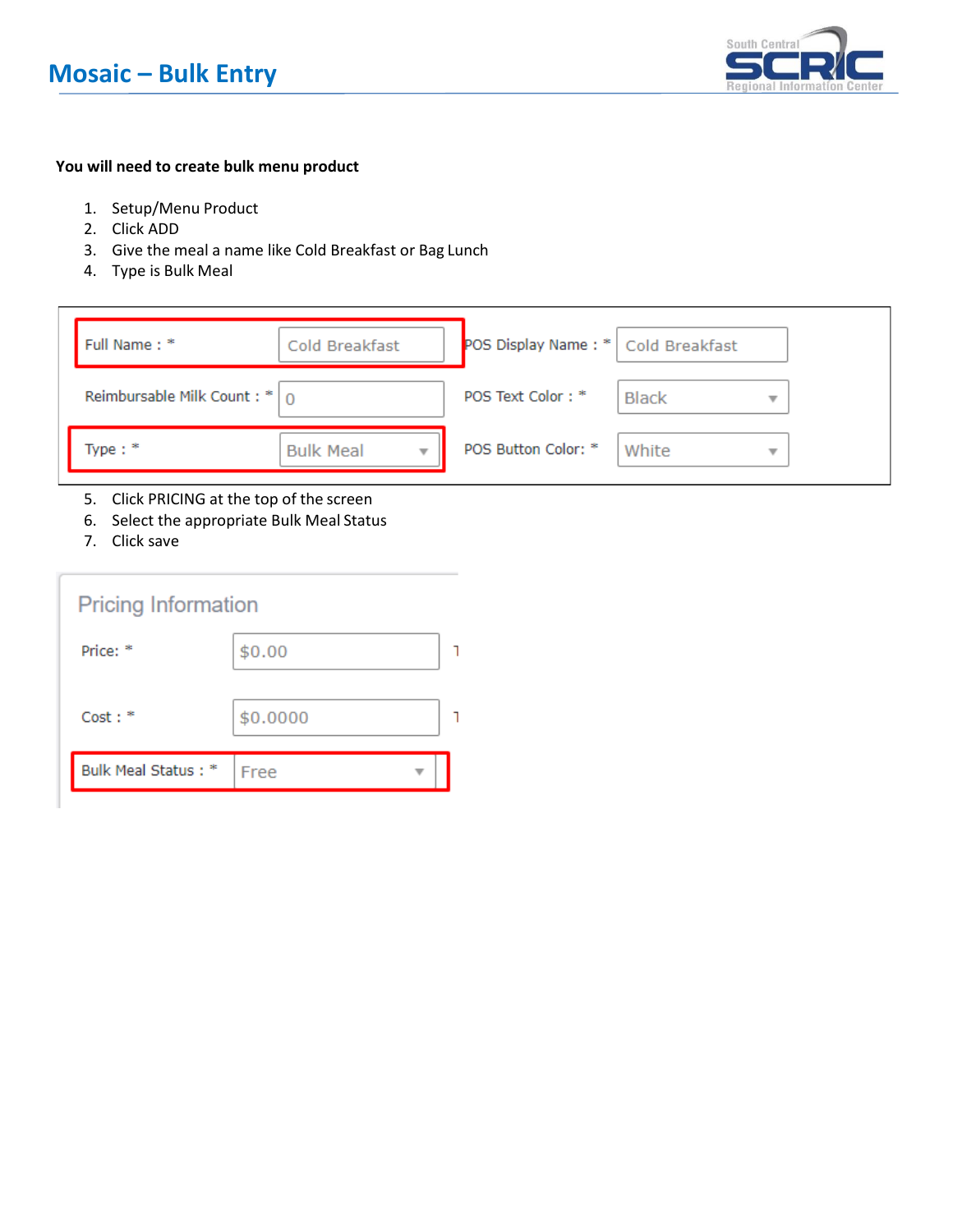# Mosaic – Bulk Entry

**You will need to create bulk menu product**

1. Setup/Menu Product
2. Click ADD
3. Give the meal a name like Cold Breakfast or Bag Lunch
4. Type is Bulk Meal

| Field | Value | Field | Value |
|---|---|---|---|
| Full Name : * | Cold Breakfast | POS Display Name : * | Cold Breakfast |
| Reimbursable Milk Count : * | 0 | POS Text Color : * | Black |
| Type : * | Bulk Meal | POS Button Color: * | White |

5. Click PRICING at the top of the screen
6. Select the appropriate Bulk Meal Status
7. Click save

**Pricing Information**

| Field | Value |
|---|---|
| Price: * | $0.00 |
| Cost : * | $0.0000 |
| Bulk Meal Status : * | Free |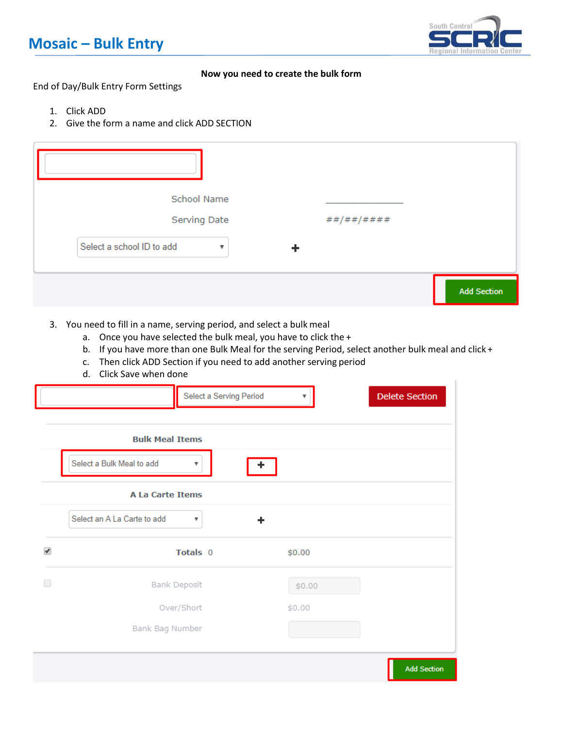# Mosaic – Bulk Entry

**Now you need to create the bulk form**

End of Day/Bulk Entry Form Settings

1. Click ADD
2. Give the form a name and click ADD SECTION

School Name

Serving Date ##/##/####

Select a school ID to add +

Add Section

3. You need to fill in a name, serving period, and select a bulk meal
   a. Once you have selected the bulk meal, you have to click the +
   b. If you have more than one Bulk Meal for the serving Period, select another bulk meal and click +
   c. Then click ADD Section if you need to add another serving period
   d. Click Save when done

Select a Serving Period

Delete Section

**Bulk Meal Items**

Select a Bulk Meal to add +

**A La Carte Items**

Select an A La Carte to add +

**Totals** 0 $0.00

Bank Deposit $0.00

Over/Short $0.00

Bank Bag Number

Add Section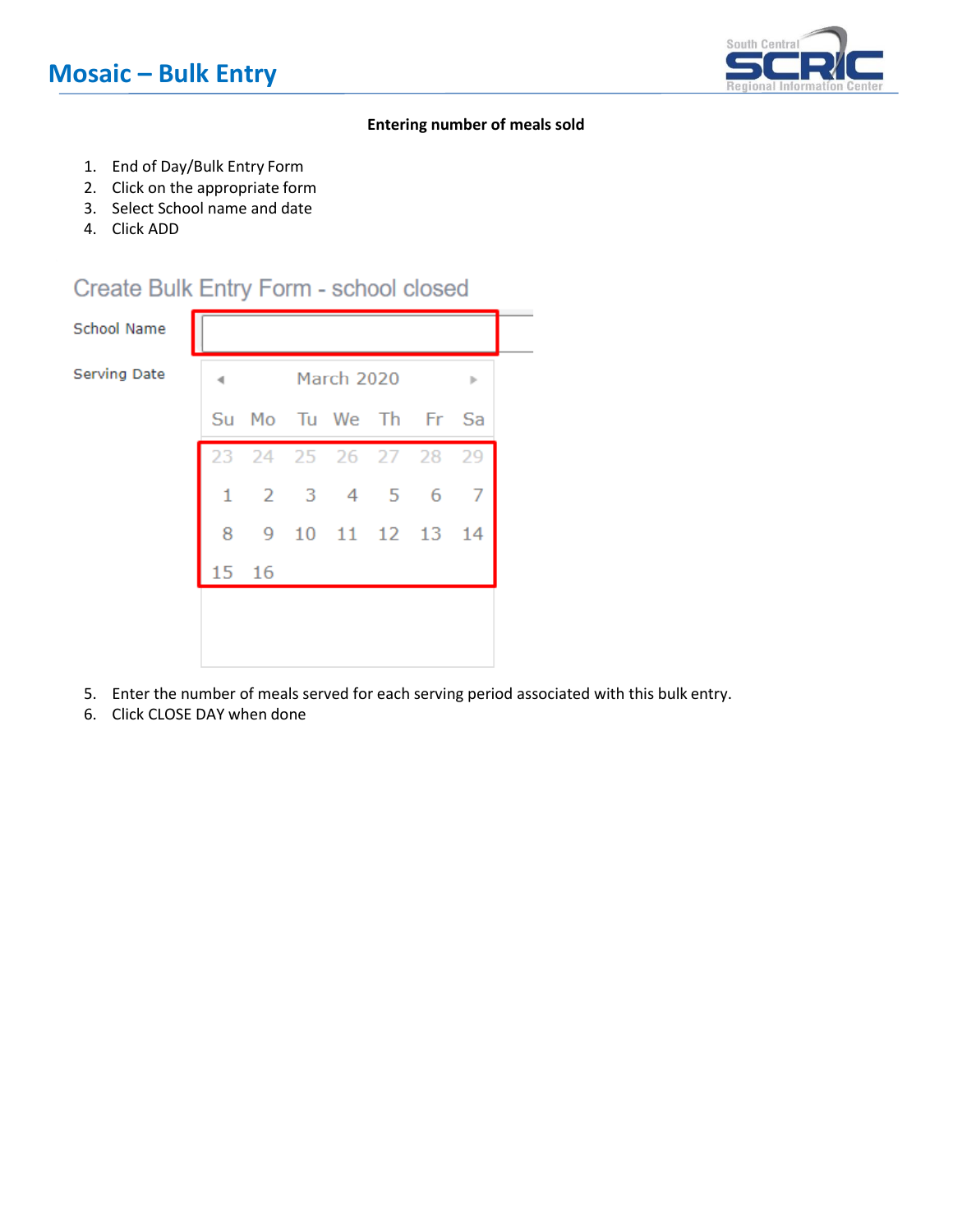# Mosaic – Bulk Entry

**Entering number of meals sold**

1. End of Day/Bulk Entry Form
2. Click on the appropriate form
3. Select School name and date
4. Click ADD

Create Bulk Entry Form - school closed

School Name

Serving Date

March 2020

| Su | Mo | Tu | We | Th | Fr | Sa |
|---|---|---|---|---|---|---|
| 23 | 24 | 25 | 26 | 27 | 28 | 29 |
| 1 | 2 | 3 | 4 | 5 | 6 | 7 |
| 8 | 9 | 10 | 11 | 12 | 13 | 14 |
| 15 | 16 | | | | | |

5. Enter the number of meals served for each serving period associated with this bulk entry.
6. Click CLOSE DAY when done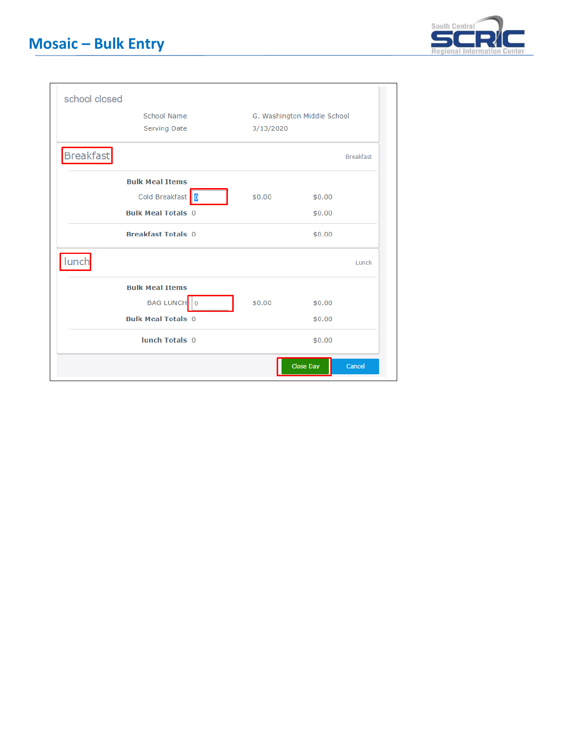school closed

| | |
|---|---|
| School Name | G. Washington Middle School |
| Serving Date | 3/13/2020 |

## Breakfast

Breakfast

| | | | |
|---|---|---|---|
| **Bulk Meal Items** | | | |
| Cold Breakfast | 0 | $0.00 | $0.00 |
| **Bulk Meal Totals** | 0 | | $0.00 |
| **Breakfast Totals** | 0 | | $0.00 |

## lunch

Lunch

| | | | |
|---|---|---|---|
| **Bulk Meal Items** | | | |
| BAG LUNCH | 0 | $0.00 | $0.00 |
| **Bulk Meal Totals** | 0 | | $0.00 |
| **lunch Totals** | 0 | | $0.00 |

Close Day | Cancel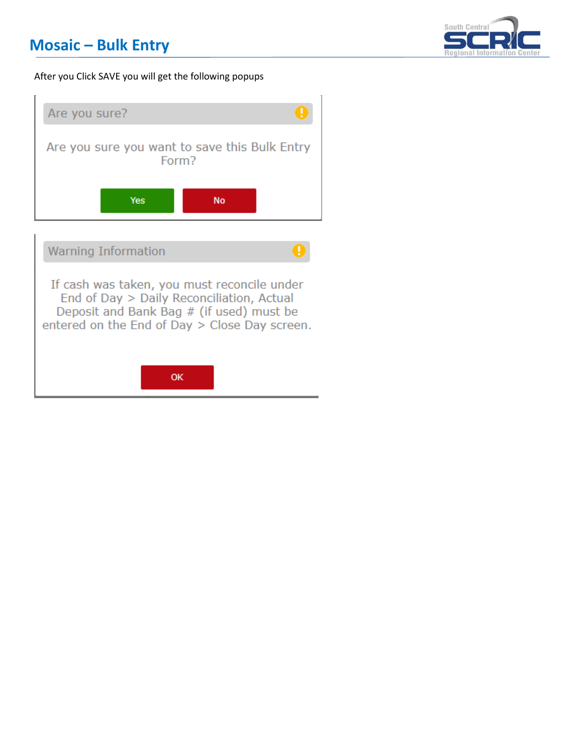## Mosaic – Bulk Entry

After you Click SAVE you will get the following popups

**Are you sure?**

Are you sure you want to save this Bulk Entry Form?

Yes No

**Warning Information**

If cash was taken, you must reconcile under End of Day > Daily Reconciliation, Actual Deposit and Bank Bag # (if used) must be entered on the End of Day > Close Day screen.

OK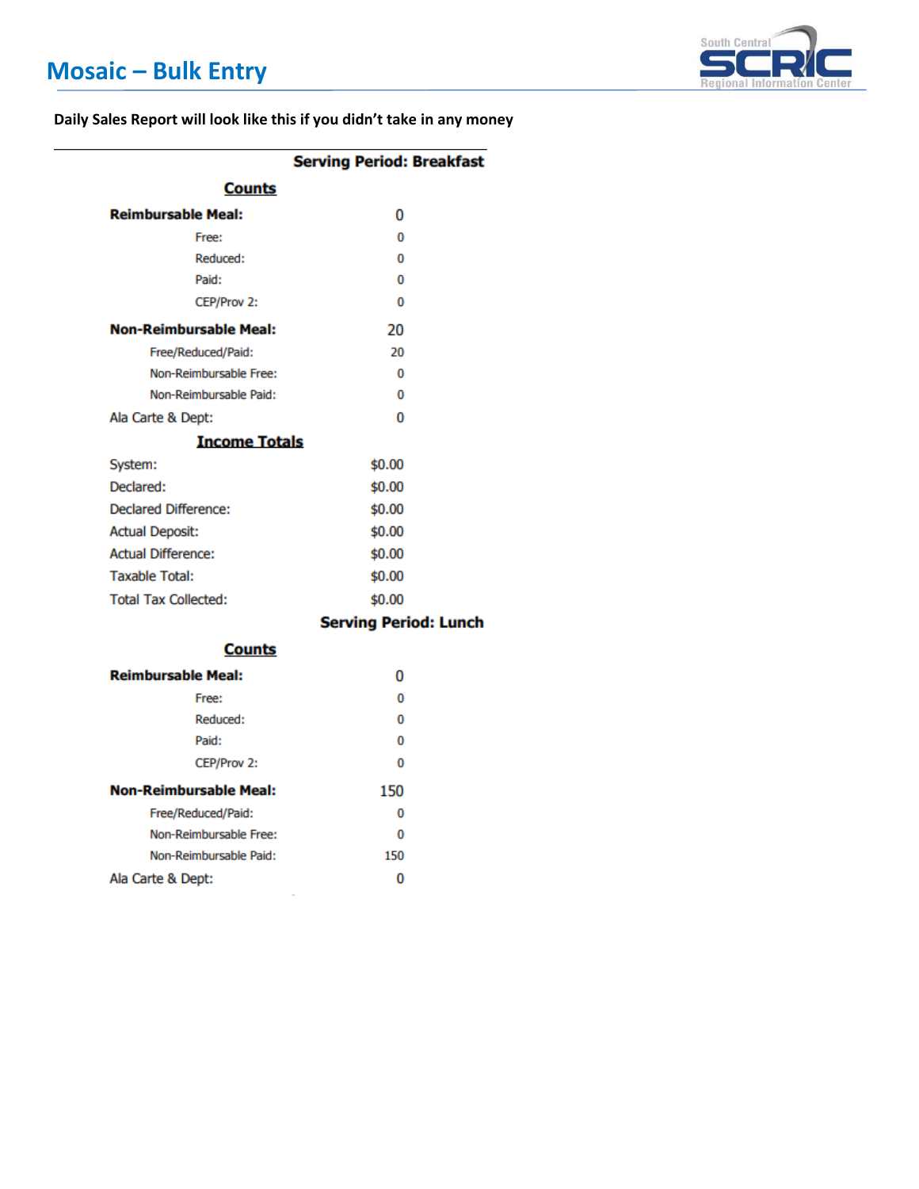**Daily Sales Report will look like this if you didn't take in any money**

**Serving Period: Breakfast**

| **Counts** | |
|---|---|
| **Reimbursable Meal:** | 0 |
| Free: | 0 |
| Reduced: | 0 |
| Paid: | 0 |
| CEP/Prov 2: | 0 |
| **Non-Reimbursable Meal:** | 20 |
| Free/Reduced/Paid: | 20 |
| Non-Reimbursable Free: | 0 |
| Non-Reimbursable Paid: | 0 |
| Ala Carte & Dept: | 0 |

| **Income Totals** | |
|---|---|
| System: | $0.00 |
| Declared: | $0.00 |
| Declared Difference: | $0.00 |
| Actual Deposit: | $0.00 |
| Actual Difference: | $0.00 |
| Taxable Total: | $0.00 |
| Total Tax Collected: | $0.00 |

**Serving Period: Lunch**

| **Counts** | |
|---|---|
| **Reimbursable Meal:** | 0 |
| Free: | 0 |
| Reduced: | 0 |
| Paid: | 0 |
| CEP/Prov 2: | 0 |
| **Non-Reimbursable Meal:** | 150 |
| Free/Reduced/Paid: | 0 |
| Non-Reimbursable Free: | 0 |
| Non-Reimbursable Paid: | 150 |
| Ala Carte & Dept: | 0 |